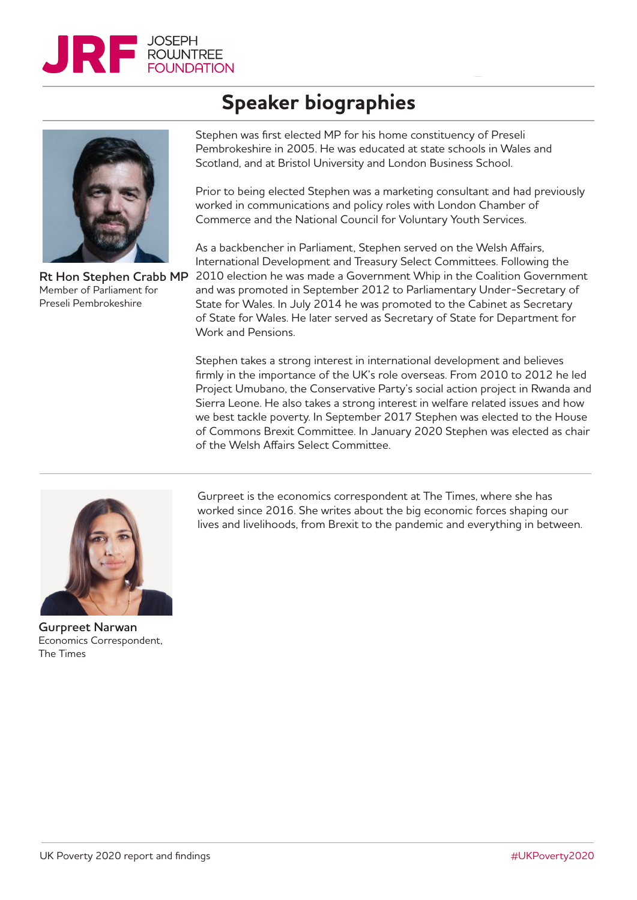# Speaker biographies

**Rt Hon Stephen Crabb MP**
Member of Parliament for Preseli Pembrokeshire

Stephen was first elected MP for his home constituency of Preseli Pembrokeshire in 2005. He was educated at state schools in Wales and Scotland, and at Bristol University and London Business School.

Prior to being elected Stephen was a marketing consultant and had previously worked in communications and policy roles with London Chamber of Commerce and the National Council for Voluntary Youth Services.

As a backbencher in Parliament, Stephen served on the Welsh Affairs, International Development and Treasury Select Committees. Following the 2010 election he was made a Government Whip in the Coalition Government and was promoted in September 2012 to Parliamentary Under-Secretary of State for Wales. In July 2014 he was promoted to the Cabinet as Secretary of State for Wales. He later served as Secretary of State for Department for Work and Pensions.

Stephen takes a strong interest in international development and believes firmly in the importance of the UK's role overseas. From 2010 to 2012 he led Project Umubano, the Conservative Party's social action project in Rwanda and Sierra Leone. He also takes a strong interest in welfare related issues and how we best tackle poverty. In September 2017 Stephen was elected to the House of Commons Brexit Committee. In January 2020 Stephen was elected as chair of the Welsh Affairs Select Committee.

---

**Gurpreet Narwan**
Economics Correspondent, The Times

Gurpreet is the economics correspondent at The Times, where she has worked since 2016. She writes about the big economic forces shaping our lives and livelihoods, from Brexit to the pandemic and everything in between.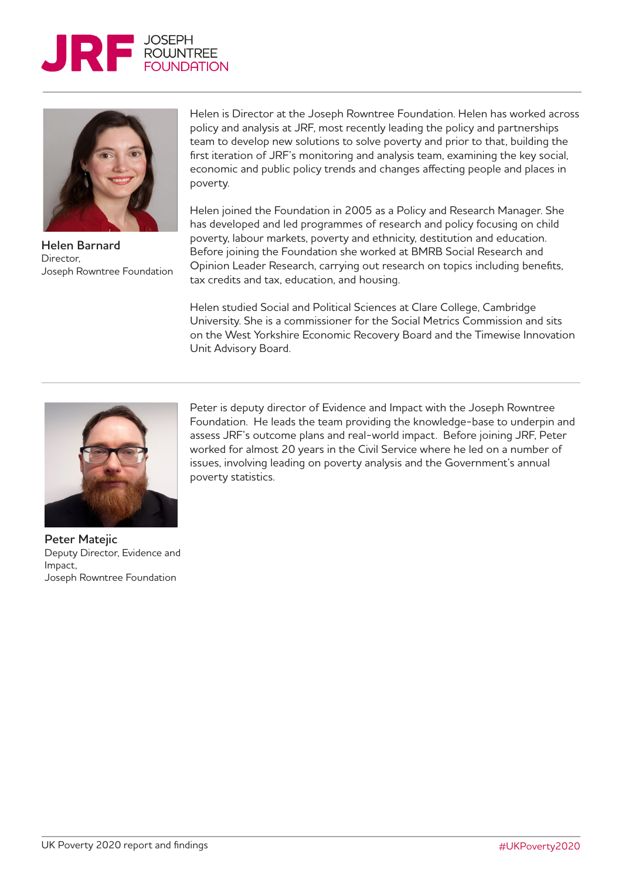**Helen Barnard**
Director,
Joseph Rowntree Foundation

Helen is Director at the Joseph Rowntree Foundation. Helen has worked across policy and analysis at JRF, most recently leading the policy and partnerships team to develop new solutions to solve poverty and prior to that, building the first iteration of JRF's monitoring and analysis team, examining the key social, economic and public policy trends and changes affecting people and places in poverty.

Helen joined the Foundation in 2005 as a Policy and Research Manager. She has developed and led programmes of research and policy focusing on child poverty, labour markets, poverty and ethnicity, destitution and education. Before joining the Foundation she worked at BMRB Social Research and Opinion Leader Research, carrying out research on topics including benefits, tax credits and tax, education, and housing.

Helen studied Social and Political Sciences at Clare College, Cambridge University. She is a commissioner for the Social Metrics Commission and sits on the West Yorkshire Economic Recovery Board and the Timewise Innovation Unit Advisory Board.

---

**Peter Matejic**
Deputy Director, Evidence and Impact,
Joseph Rowntree Foundation

Peter is deputy director of Evidence and Impact with the Joseph Rowntree Foundation. He leads the team providing the knowledge-base to underpin and assess JRF's outcome plans and real-world impact. Before joining JRF, Peter worked for almost 20 years in the Civil Service where he led on a number of issues, involving leading on poverty analysis and the Government's annual poverty statistics.